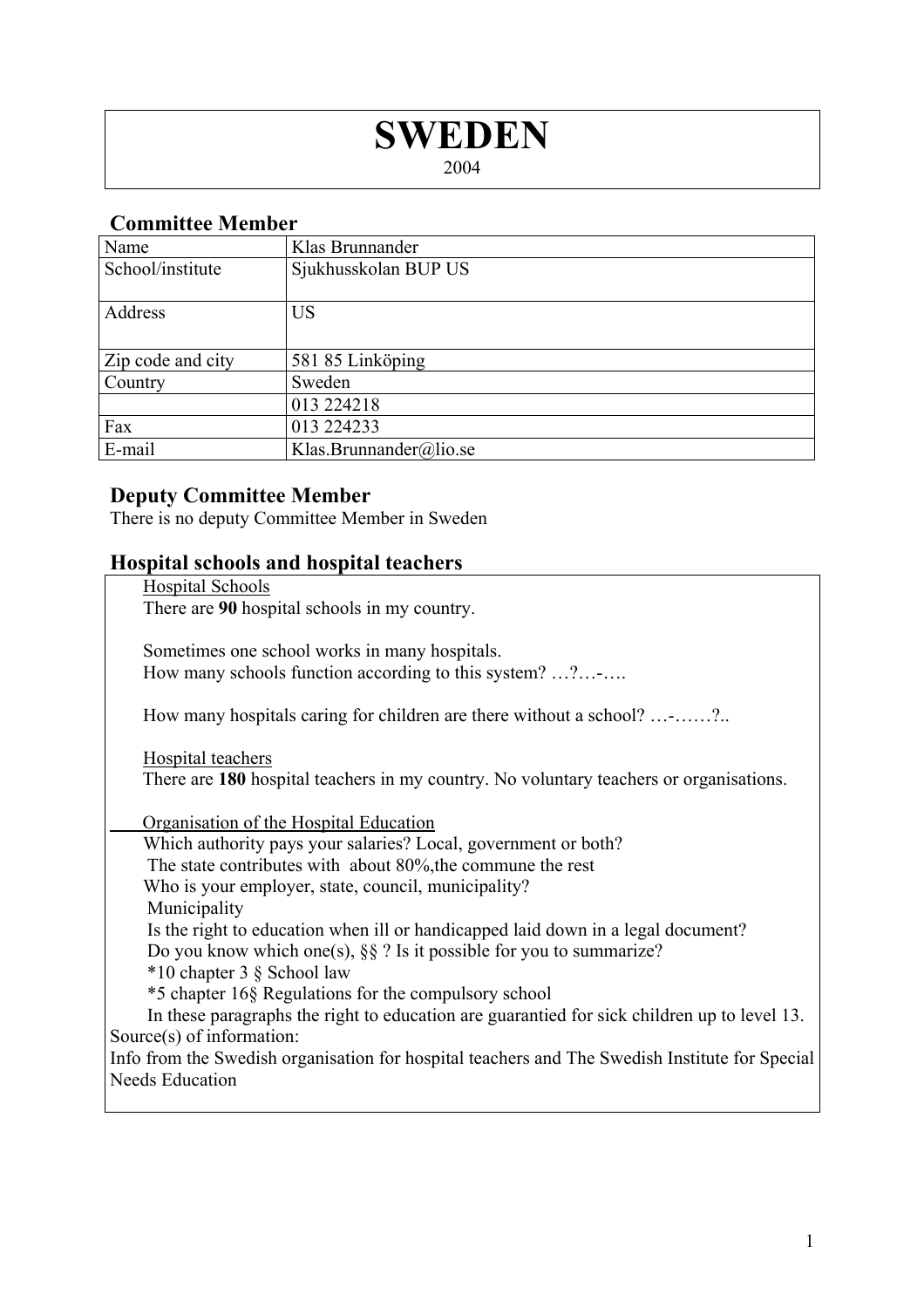# SWEDEN

2004

## Committee Member

| Name | Klas Brunnander |
|---|---|
| School/institute | Sjukhusskolan BUP US |
| Address | US |
| Zip code and city | 581 85 Linköping |
| Country | Sweden |
| | 013 224218 |
| Fax | 013 224233 |
| E-mail | Klas.Brunnander@lio.se |

## Deputy Committee Member

There is no deputy Committee Member in Sweden

## Hospital schools and hospital teachers

Hospital Schools

There are **90** hospital schools in my country.

Sometimes one school works in many hospitals.
How many schools function according to this system? …?…-….

How many hospitals caring for children are there without a school? …-……?..

Hospital teachers

There are **180** hospital teachers in my country. No voluntary teachers or organisations.

Organisation of the Hospital Education

Which authority pays your salaries? Local, government or both?
The state contributes with about 80%,the commune the rest
Who is your employer, state, council, municipality?
Municipality
Is the right to education when ill or handicapped laid down in a legal document?
Do you know which one(s), §§ ? Is it possible for you to summarize?
*10 chapter 3 § School law
*5 chapter 16§ Regulations for the compulsory school
In these paragraphs the right to education are guarantied for sick children up to level 13.

Source(s) of information:
Info from the Swedish organisation for hospital teachers and The Swedish Institute for Special Needs Education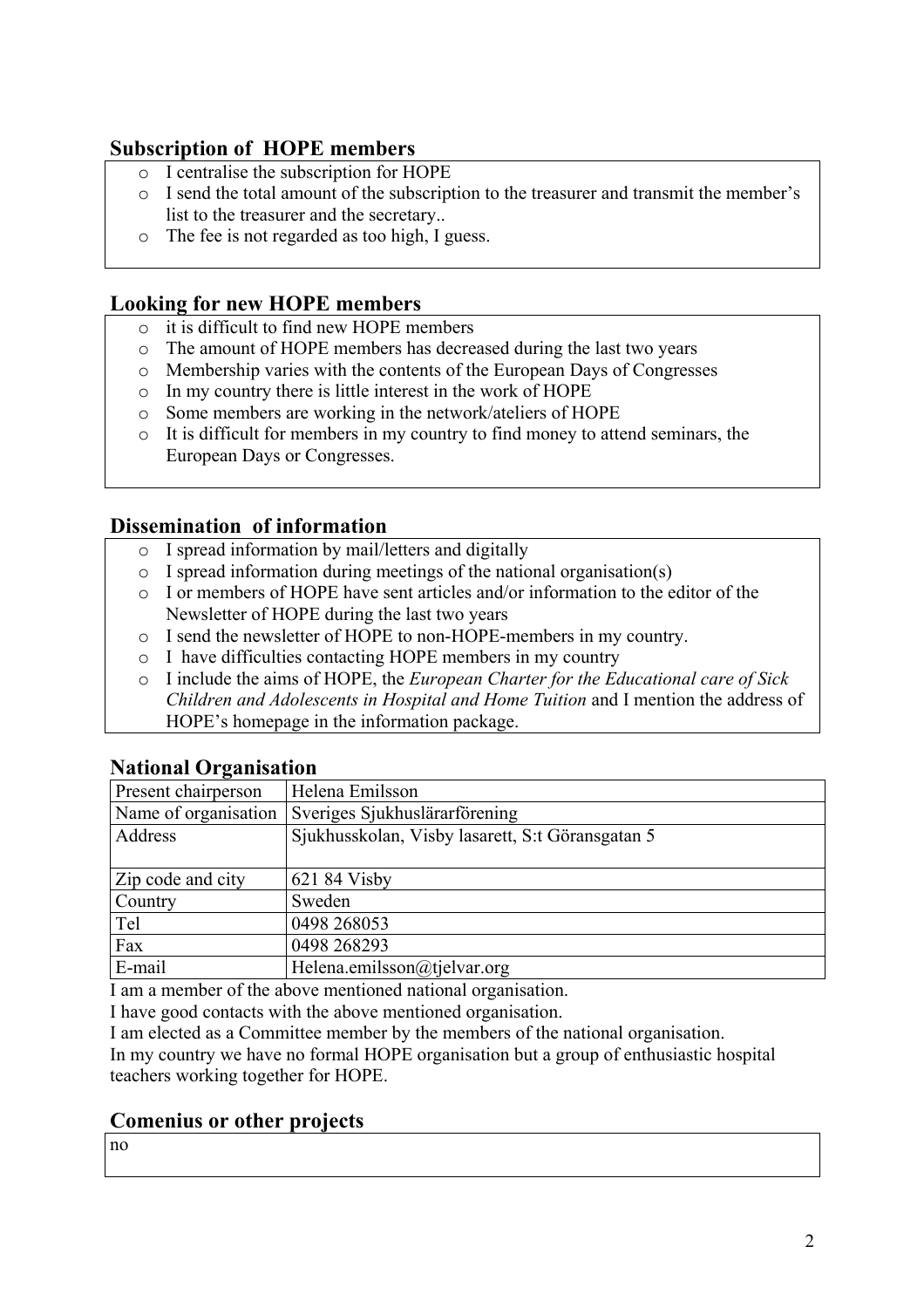## Subscription of HOPE members

- I centralise the subscription for HOPE
- I send the total amount of the subscription to the treasurer and transmit the member's list to the treasurer and the secretary..
- The fee is not regarded as too high, I guess.

## Looking for new HOPE members

- it is difficult to find new HOPE members
- The amount of HOPE members has decreased during the last two years
- Membership varies with the contents of the European Days of Congresses
- In my country there is little interest in the work of HOPE
- Some members are working in the network/ateliers of HOPE
- It is difficult for members in my country to find money to attend seminars, the European Days or Congresses.

## Dissemination of information

- I spread information by mail/letters and digitally
- I spread information during meetings of the national organisation(s)
- I or members of HOPE have sent articles and/or information to the editor of the Newsletter of HOPE during the last two years
- I send the newsletter of HOPE to non-HOPE-members in my country.
- I have difficulties contacting HOPE members in my country
- I include the aims of HOPE, the *European Charter for the Educational care of Sick Children and Adolescents in Hospital and Home Tuition* and I mention the address of HOPE's homepage in the information package.

## National Organisation

| Present chairperson | Helena Emilsson |
|---|---|
| Name of organisation | Sveriges Sjukhuslärarförening |
| Address | Sjukhusskolan, Visby lasarett, S:t Göransgatan 5 |
| Zip code and city | 621 84 Visby |
| Country | Sweden |
| Tel | 0498 268053 |
| Fax | 0498 268293 |
| E-mail | Helena.emilsson@tjelvar.org |

I am a member of the above mentioned national organisation.
I have good contacts with the above mentioned organisation.
I am elected as a Committee member by the members of the national organisation.
In my country we have no formal HOPE organisation but a group of enthusiastic hospital teachers working together for HOPE.

## Comenius or other projects

no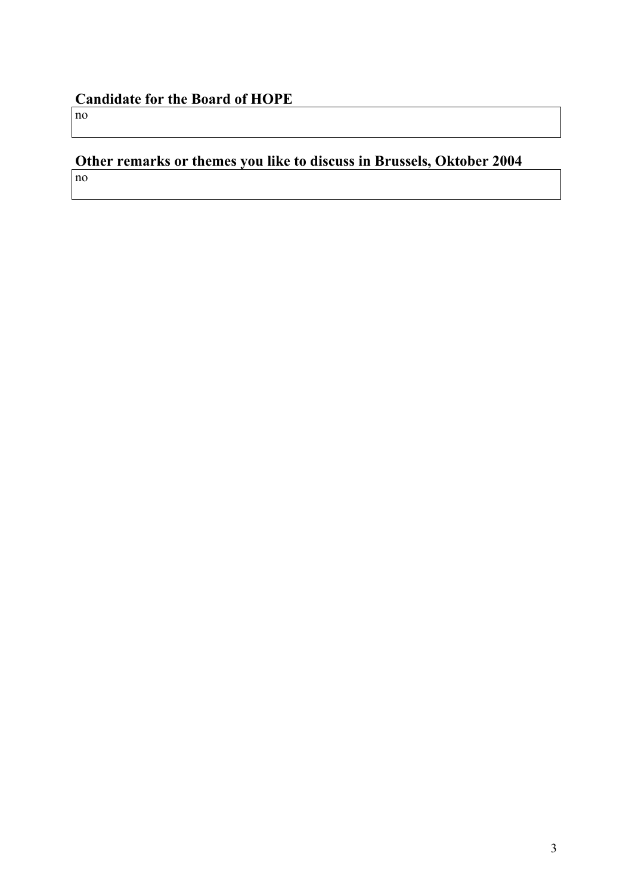## Candidate for the Board of HOPE

no

## Other remarks or themes you like to discuss in Brussels, Oktober 2004

no